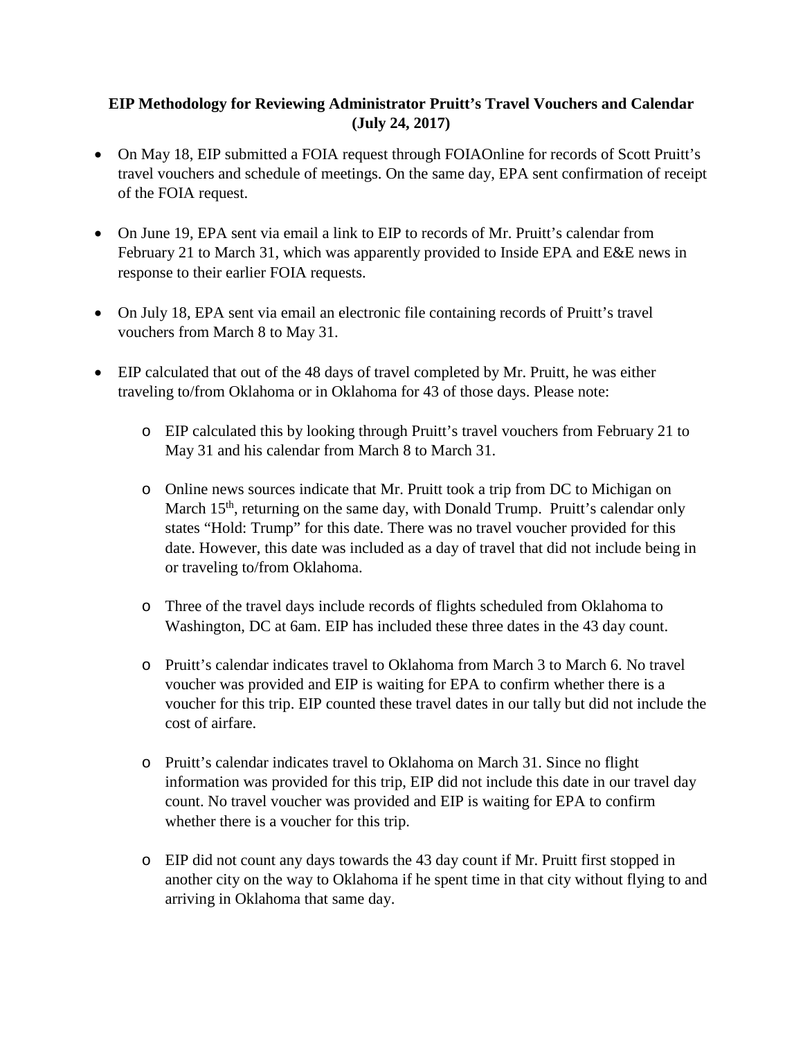**EIP Methodology for Reviewing Administrator Pruitt's Travel Vouchers and Calendar (July 24, 2017)**

- On May 18, EIP submitted a FOIA request through FOIAOnline for records of Scott Pruitt's travel vouchers and schedule of meetings. On the same day, EPA sent confirmation of receipt of the FOIA request.

- On June 19, EPA sent via email a link to EIP to records of Mr. Pruitt's calendar from February 21 to March 31, which was apparently provided to Inside EPA and E&E news in response to their earlier FOIA requests.

- On July 18, EPA sent via email an electronic file containing records of Pruitt's travel vouchers from March 8 to May 31.

- EIP calculated that out of the 48 days of travel completed by Mr. Pruitt, he was either traveling to/from Oklahoma or in Oklahoma for 43 of those days. Please note:
  - EIP calculated this by looking through Pruitt's travel vouchers from February 21 to May 31 and his calendar from March 8 to March 31.
  - Online news sources indicate that Mr. Pruitt took a trip from DC to Michigan on March 15th, returning on the same day, with Donald Trump. Pruitt's calendar only states "Hold: Trump" for this date. There was no travel voucher provided for this date. However, this date was included as a day of travel that did not include being in or traveling to/from Oklahoma.
  - Three of the travel days include records of flights scheduled from Oklahoma to Washington, DC at 6am. EIP has included these three dates in the 43 day count.
  - Pruitt's calendar indicates travel to Oklahoma from March 3 to March 6. No travel voucher was provided and EIP is waiting for EPA to confirm whether there is a voucher for this trip. EIP counted these travel dates in our tally but did not include the cost of airfare.
  - Pruitt's calendar indicates travel to Oklahoma on March 31. Since no flight information was provided for this trip, EIP did not include this date in our travel day count. No travel voucher was provided and EIP is waiting for EPA to confirm whether there is a voucher for this trip.
  - EIP did not count any days towards the 43 day count if Mr. Pruitt first stopped in another city on the way to Oklahoma if he spent time in that city without flying to and arriving in Oklahoma that same day.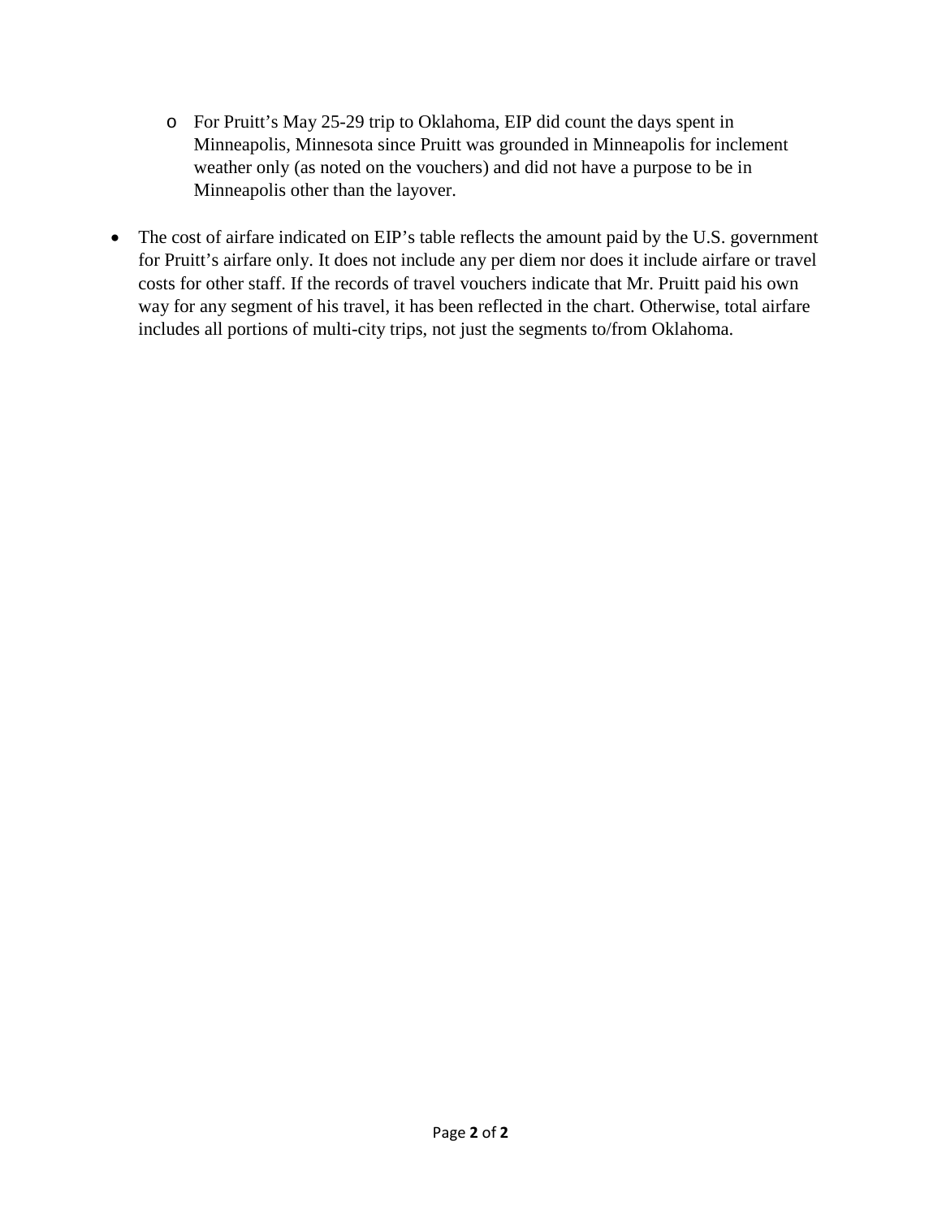- For Pruitt's May 25-29 trip to Oklahoma, EIP did count the days spent in Minneapolis, Minnesota since Pruitt was grounded in Minneapolis for inclement weather only (as noted on the vouchers) and did not have a purpose to be in Minneapolis other than the layover.

- The cost of airfare indicated on EIP's table reflects the amount paid by the U.S. government for Pruitt's airfare only. It does not include any per diem nor does it include airfare or travel costs for other staff. If the records of travel vouchers indicate that Mr. Pruitt paid his own way for any segment of his travel, it has been reflected in the chart. Otherwise, total airfare includes all portions of multi-city trips, not just the segments to/from Oklahoma.